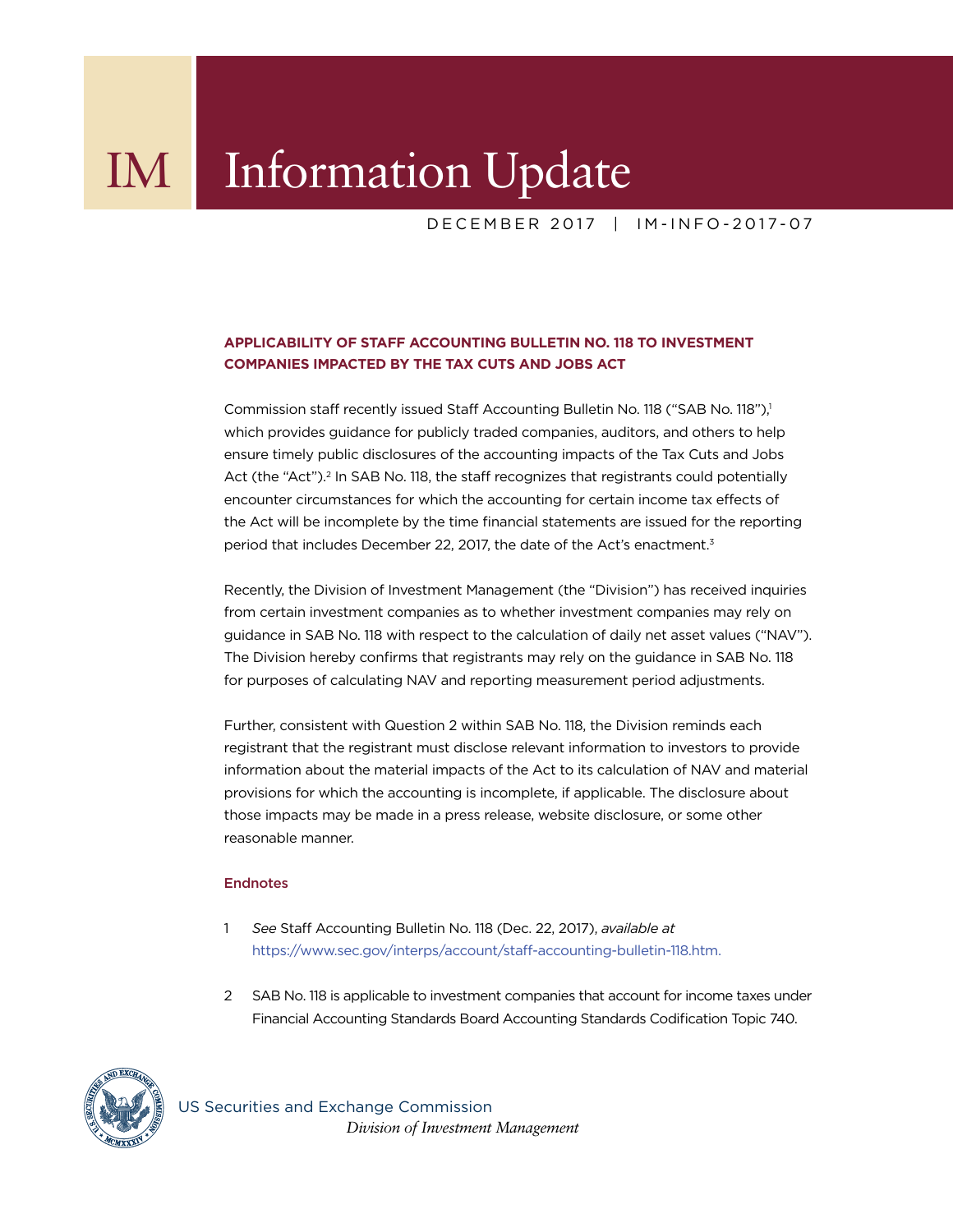# IM Information Update

DECEMBER 2017 | IM-INFO-2017-07

## APPLICABILITY OF STAFF ACCOUNTING BULLETIN NO. 118 TO INVESTMENT COMPANIES IMPACTED BY THE TAX CUTS AND JOBS ACT

Commission staff recently issued Staff Accounting Bulletin No. 118 ("SAB No. 118"),[1] which provides guidance for publicly traded companies, auditors, and others to help ensure timely public disclosures of the accounting impacts of the Tax Cuts and Jobs Act (the "Act").[2] In SAB No. 118, the staff recognizes that registrants could potentially encounter circumstances for which the accounting for certain income tax effects of the Act will be incomplete by the time financial statements are issued for the reporting period that includes December 22, 2017, the date of the Act's enactment.[3]

Recently, the Division of Investment Management (the "Division") has received inquiries from certain investment companies as to whether investment companies may rely on guidance in SAB No. 118 with respect to the calculation of daily net asset values ("NAV"). The Division hereby confirms that registrants may rely on the guidance in SAB No. 118 for purposes of calculating NAV and reporting measurement period adjustments.

Further, consistent with Question 2 within SAB No. 118, the Division reminds each registrant that the registrant must disclose relevant information to investors to provide information about the material impacts of the Act to its calculation of NAV and material provisions for which the accounting is incomplete, if applicable. The disclosure about those impacts may be made in a press release, website disclosure, or some other reasonable manner.

### Endnotes

1 *See* Staff Accounting Bulletin No. 118 (Dec. 22, 2017), *available at* https://www.sec.gov/interps/account/staff-accounting-bulletin-118.htm.

2 SAB No. 118 is applicable to investment companies that account for income taxes under Financial Accounting Standards Board Accounting Standards Codification Topic 740.

US Securities and Exchange Commission
*Division of Investment Management*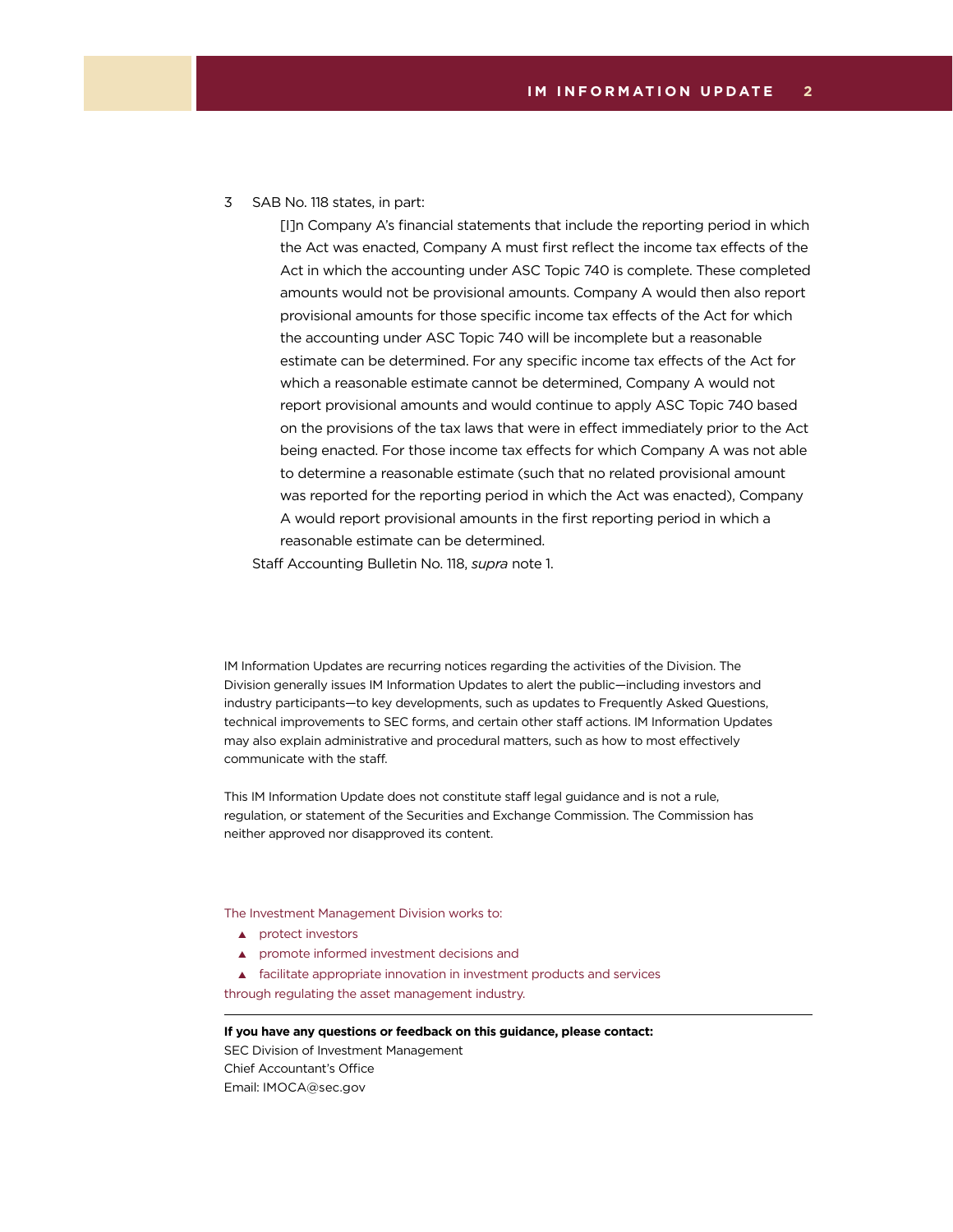3 SAB No. 118 states, in part:

> [I]n Company A's financial statements that include the reporting period in which the Act was enacted, Company A must first reflect the income tax effects of the Act in which the accounting under ASC Topic 740 is complete. These completed amounts would not be provisional amounts. Company A would then also report provisional amounts for those specific income tax effects of the Act for which the accounting under ASC Topic 740 will be incomplete but a reasonable estimate can be determined. For any specific income tax effects of the Act for which a reasonable estimate cannot be determined, Company A would not report provisional amounts and would continue to apply ASC Topic 740 based on the provisions of the tax laws that were in effect immediately prior to the Act being enacted. For those income tax effects for which Company A was not able to determine a reasonable estimate (such that no related provisional amount was reported for the reporting period in which the Act was enacted), Company A would report provisional amounts in the first reporting period in which a reasonable estimate can be determined.

Staff Accounting Bulletin No. 118, *supra* note 1.

IM Information Updates are recurring notices regarding the activities of the Division. The Division generally issues IM Information Updates to alert the public—including investors and industry participants—to key developments, such as updates to Frequently Asked Questions, technical improvements to SEC forms, and certain other staff actions. IM Information Updates may also explain administrative and procedural matters, such as how to most effectively communicate with the staff.

This IM Information Update does not constitute staff legal guidance and is not a rule, regulation, or statement of the Securities and Exchange Commission. The Commission has neither approved nor disapproved its content.

The Investment Management Division works to:

- protect investors
- promote informed investment decisions and
- facilitate appropriate innovation in investment products and services

through regulating the asset management industry.

---

**If you have any questions or feedback on this guidance, please contact:**

SEC Division of Investment Management
Chief Accountant's Office
Email: IMOCA@sec.gov